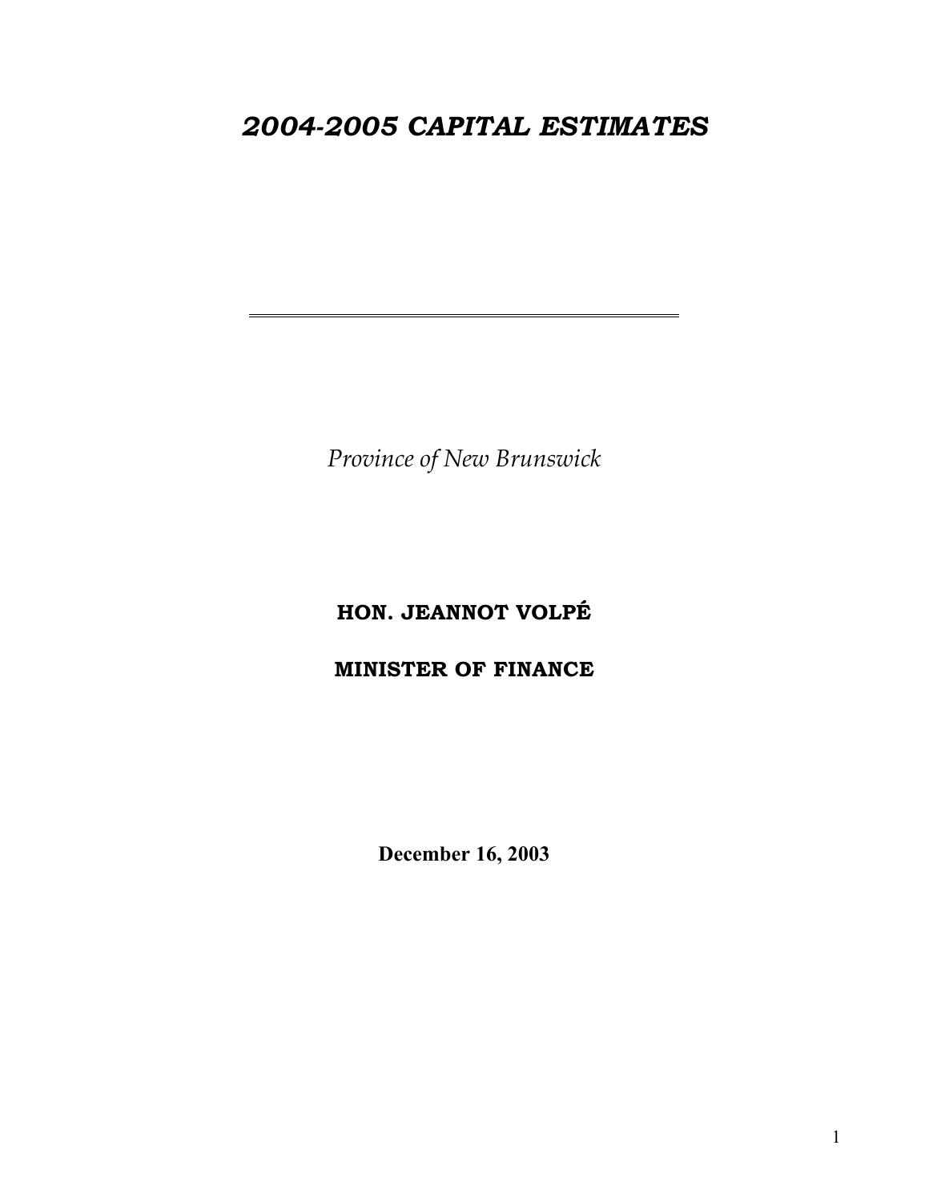# *2004-2005 CAPITAL ESTIMATES*

---

*Province of New Brunswick*

**HON. JEANNOT VOLPÉ**

**MINISTER OF FINANCE**

**December 16, 2003**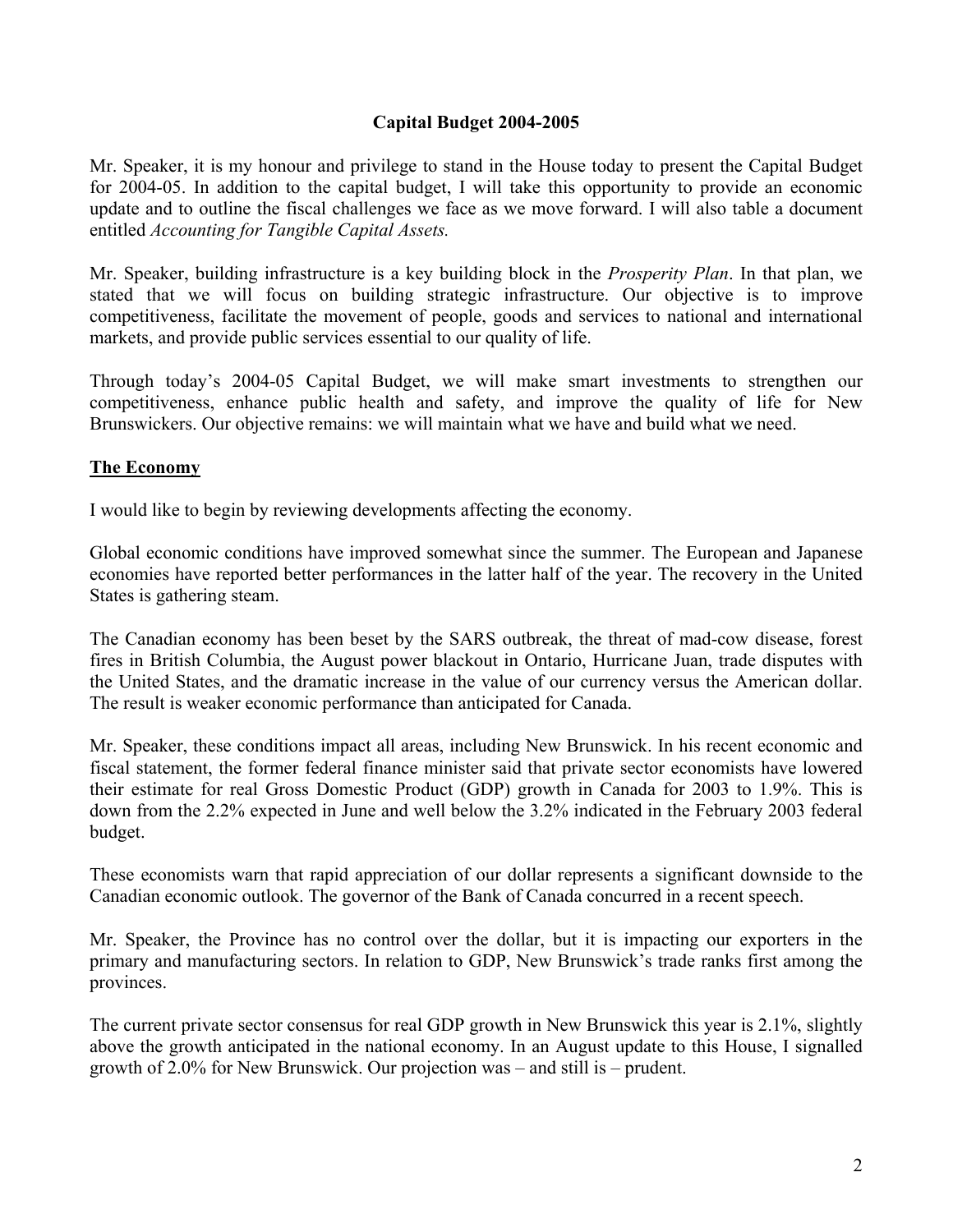# Capital Budget 2004-2005

Mr. Speaker, it is my honour and privilege to stand in the House today to present the Capital Budget for 2004-05. In addition to the capital budget, I will take this opportunity to provide an economic update and to outline the fiscal challenges we face as we move forward. I will also table a document entitled *Accounting for Tangible Capital Assets.*

Mr. Speaker, building infrastructure is a key building block in the *Prosperity Plan*. In that plan, we stated that we will focus on building strategic infrastructure. Our objective is to improve competitiveness, facilitate the movement of people, goods and services to national and international markets, and provide public services essential to our quality of life.

Through today's 2004-05 Capital Budget, we will make smart investments to strengthen our competitiveness, enhance public health and safety, and improve the quality of life for New Brunswickers. Our objective remains: we will maintain what we have and build what we need.

## The Economy

I would like to begin by reviewing developments affecting the economy.

Global economic conditions have improved somewhat since the summer. The European and Japanese economies have reported better performances in the latter half of the year. The recovery in the United States is gathering steam.

The Canadian economy has been beset by the SARS outbreak, the threat of mad-cow disease, forest fires in British Columbia, the August power blackout in Ontario, Hurricane Juan, trade disputes with the United States, and the dramatic increase in the value of our currency versus the American dollar. The result is weaker economic performance than anticipated for Canada.

Mr. Speaker, these conditions impact all areas, including New Brunswick. In his recent economic and fiscal statement, the former federal finance minister said that private sector economists have lowered their estimate for real Gross Domestic Product (GDP) growth in Canada for 2003 to 1.9%. This is down from the 2.2% expected in June and well below the 3.2% indicated in the February 2003 federal budget.

These economists warn that rapid appreciation of our dollar represents a significant downside to the Canadian economic outlook. The governor of the Bank of Canada concurred in a recent speech.

Mr. Speaker, the Province has no control over the dollar, but it is impacting our exporters in the primary and manufacturing sectors. In relation to GDP, New Brunswick's trade ranks first among the provinces.

The current private sector consensus for real GDP growth in New Brunswick this year is 2.1%, slightly above the growth anticipated in the national economy. In an August update to this House, I signalled growth of 2.0% for New Brunswick. Our projection was – and still is – prudent.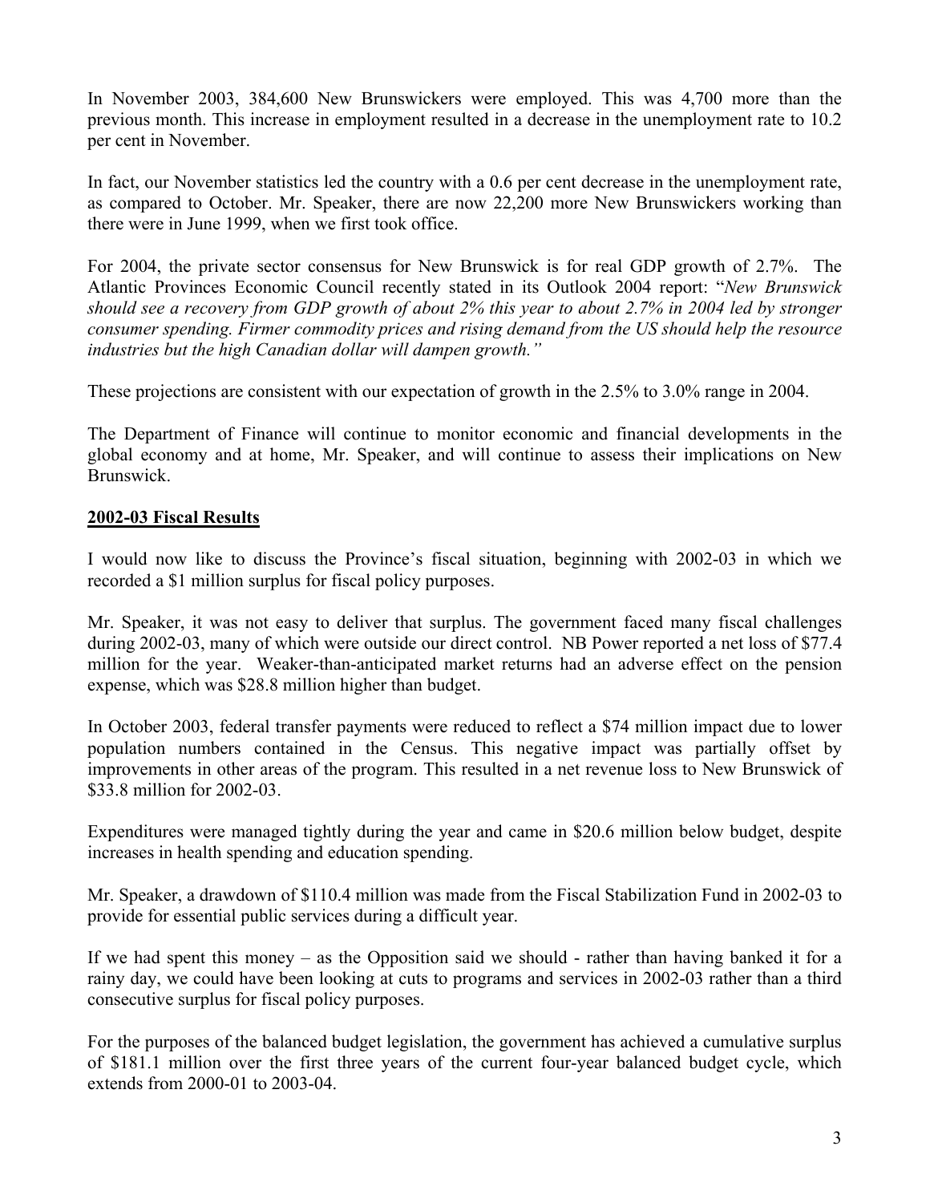In November 2003, 384,600 New Brunswickers were employed. This was 4,700 more than the previous month. This increase in employment resulted in a decrease in the unemployment rate to 10.2 per cent in November.

In fact, our November statistics led the country with a 0.6 per cent decrease in the unemployment rate, as compared to October. Mr. Speaker, there are now 22,200 more New Brunswickers working than there were in June 1999, when we first took office.

For 2004, the private sector consensus for New Brunswick is for real GDP growth of 2.7%. The Atlantic Provinces Economic Council recently stated in its Outlook 2004 report: "*New Brunswick should see a recovery from GDP growth of about 2% this year to about 2.7% in 2004 led by stronger consumer spending. Firmer commodity prices and rising demand from the US should help the resource industries but the high Canadian dollar will dampen growth.*"

These projections are consistent with our expectation of growth in the 2.5% to 3.0% range in 2004.

The Department of Finance will continue to monitor economic and financial developments in the global economy and at home, Mr. Speaker, and will continue to assess their implications on New Brunswick.

**2002-03 Fiscal Results**

I would now like to discuss the Province's fiscal situation, beginning with 2002-03 in which we recorded a $1 million surplus for fiscal policy purposes.

Mr. Speaker, it was not easy to deliver that surplus. The government faced many fiscal challenges during 2002-03, many of which were outside our direct control. NB Power reported a net loss of $77.4 million for the year. Weaker-than-anticipated market returns had an adverse effect on the pension expense, which was $28.8 million higher than budget.

In October 2003, federal transfer payments were reduced to reflect a $74 million impact due to lower population numbers contained in the Census. This negative impact was partially offset by improvements in other areas of the program. This resulted in a net revenue loss to New Brunswick of $33.8 million for 2002-03.

Expenditures were managed tightly during the year and came in $20.6 million below budget, despite increases in health spending and education spending.

Mr. Speaker, a drawdown of $110.4 million was made from the Fiscal Stabilization Fund in 2002-03 to provide for essential public services during a difficult year.

If we had spent this money – as the Opposition said we should - rather than having banked it for a rainy day, we could have been looking at cuts to programs and services in 2002-03 rather than a third consecutive surplus for fiscal policy purposes.

For the purposes of the balanced budget legislation, the government has achieved a cumulative surplus of $181.1 million over the first three years of the current four-year balanced budget cycle, which extends from 2000-01 to 2003-04.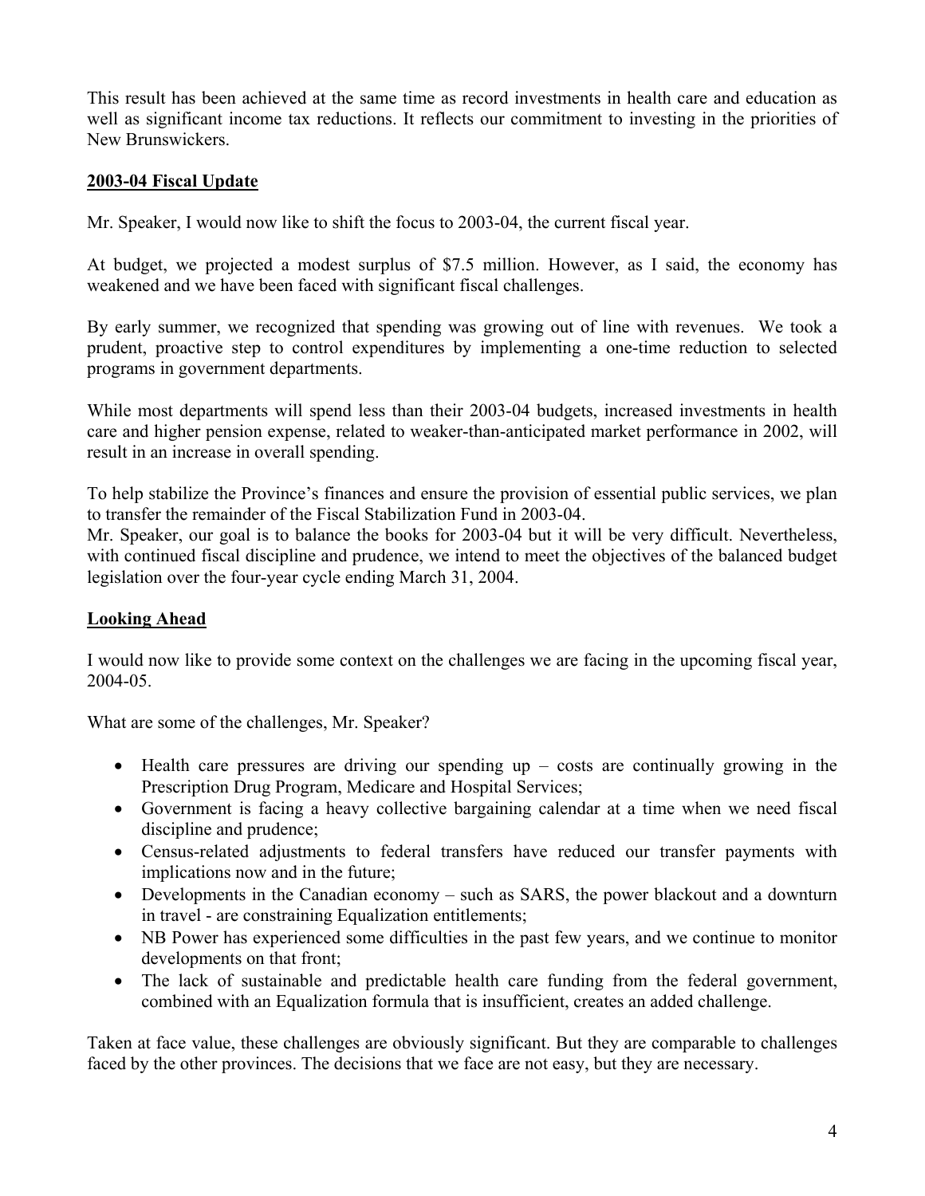This result has been achieved at the same time as record investments in health care and education as well as significant income tax reductions. It reflects our commitment to investing in the priorities of New Brunswickers.

## 2003-04 Fiscal Update

Mr. Speaker, I would now like to shift the focus to 2003-04, the current fiscal year.

At budget, we projected a modest surplus of $7.5 million. However, as I said, the economy has weakened and we have been faced with significant fiscal challenges.

By early summer, we recognized that spending was growing out of line with revenues. We took a prudent, proactive step to control expenditures by implementing a one-time reduction to selected programs in government departments.

While most departments will spend less than their 2003-04 budgets, increased investments in health care and higher pension expense, related to weaker-than-anticipated market performance in 2002, will result in an increase in overall spending.

To help stabilize the Province's finances and ensure the provision of essential public services, we plan to transfer the remainder of the Fiscal Stabilization Fund in 2003-04.

Mr. Speaker, our goal is to balance the books for 2003-04 but it will be very difficult. Nevertheless, with continued fiscal discipline and prudence, we intend to meet the objectives of the balanced budget legislation over the four-year cycle ending March 31, 2004.

## Looking Ahead

I would now like to provide some context on the challenges we are facing in the upcoming fiscal year, 2004-05.

What are some of the challenges, Mr. Speaker?

- Health care pressures are driving our spending up – costs are continually growing in the Prescription Drug Program, Medicare and Hospital Services;
- Government is facing a heavy collective bargaining calendar at a time when we need fiscal discipline and prudence;
- Census-related adjustments to federal transfers have reduced our transfer payments with implications now and in the future;
- Developments in the Canadian economy – such as SARS, the power blackout and a downturn in travel - are constraining Equalization entitlements;
- NB Power has experienced some difficulties in the past few years, and we continue to monitor developments on that front;
- The lack of sustainable and predictable health care funding from the federal government, combined with an Equalization formula that is insufficient, creates an added challenge.

Taken at face value, these challenges are obviously significant. But they are comparable to challenges faced by the other provinces. The decisions that we face are not easy, but they are necessary.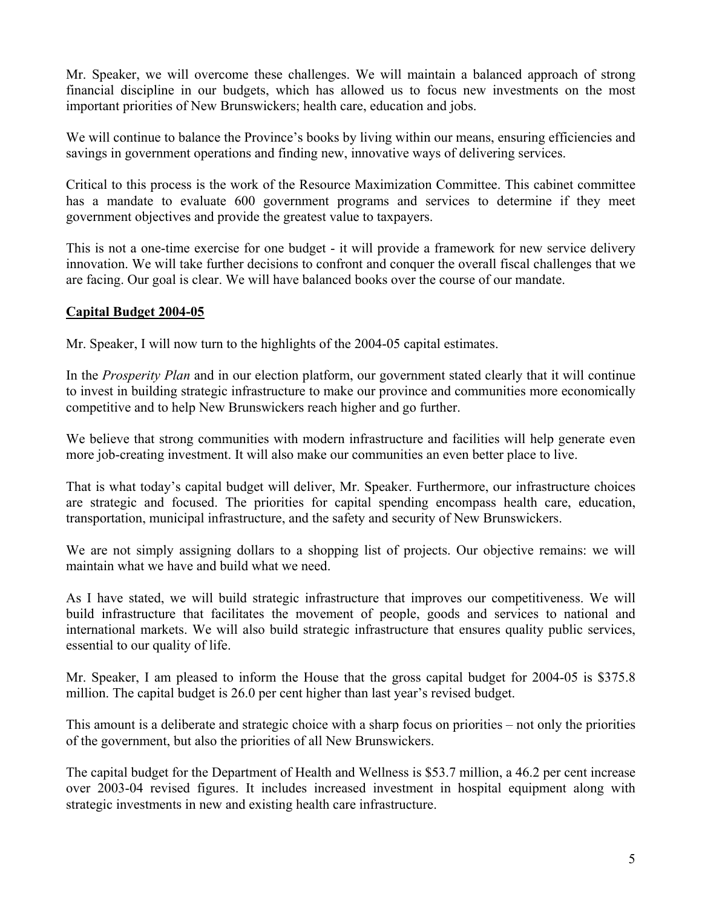Mr. Speaker, we will overcome these challenges. We will maintain a balanced approach of strong financial discipline in our budgets, which has allowed us to focus new investments on the most important priorities of New Brunswickers; health care, education and jobs.

We will continue to balance the Province's books by living within our means, ensuring efficiencies and savings in government operations and finding new, innovative ways of delivering services.

Critical to this process is the work of the Resource Maximization Committee. This cabinet committee has a mandate to evaluate 600 government programs and services to determine if they meet government objectives and provide the greatest value to taxpayers.

This is not a one-time exercise for one budget - it will provide a framework for new service delivery innovation. We will take further decisions to confront and conquer the overall fiscal challenges that we are facing. Our goal is clear. We will have balanced books over the course of our mandate.

## Capital Budget 2004-05

Mr. Speaker, I will now turn to the highlights of the 2004-05 capital estimates.

In the *Prosperity Plan* and in our election platform, our government stated clearly that it will continue to invest in building strategic infrastructure to make our province and communities more economically competitive and to help New Brunswickers reach higher and go further.

We believe that strong communities with modern infrastructure and facilities will help generate even more job-creating investment. It will also make our communities an even better place to live.

That is what today's capital budget will deliver, Mr. Speaker. Furthermore, our infrastructure choices are strategic and focused. The priorities for capital spending encompass health care, education, transportation, municipal infrastructure, and the safety and security of New Brunswickers.

We are not simply assigning dollars to a shopping list of projects. Our objective remains: we will maintain what we have and build what we need.

As I have stated, we will build strategic infrastructure that improves our competitiveness. We will build infrastructure that facilitates the movement of people, goods and services to national and international markets. We will also build strategic infrastructure that ensures quality public services, essential to our quality of life.

Mr. Speaker, I am pleased to inform the House that the gross capital budget for 2004-05 is $375.8 million. The capital budget is 26.0 per cent higher than last year's revised budget.

This amount is a deliberate and strategic choice with a sharp focus on priorities – not only the priorities of the government, but also the priorities of all New Brunswickers.

The capital budget for the Department of Health and Wellness is $53.7 million, a 46.2 per cent increase over 2003-04 revised figures. It includes increased investment in hospital equipment along with strategic investments in new and existing health care infrastructure.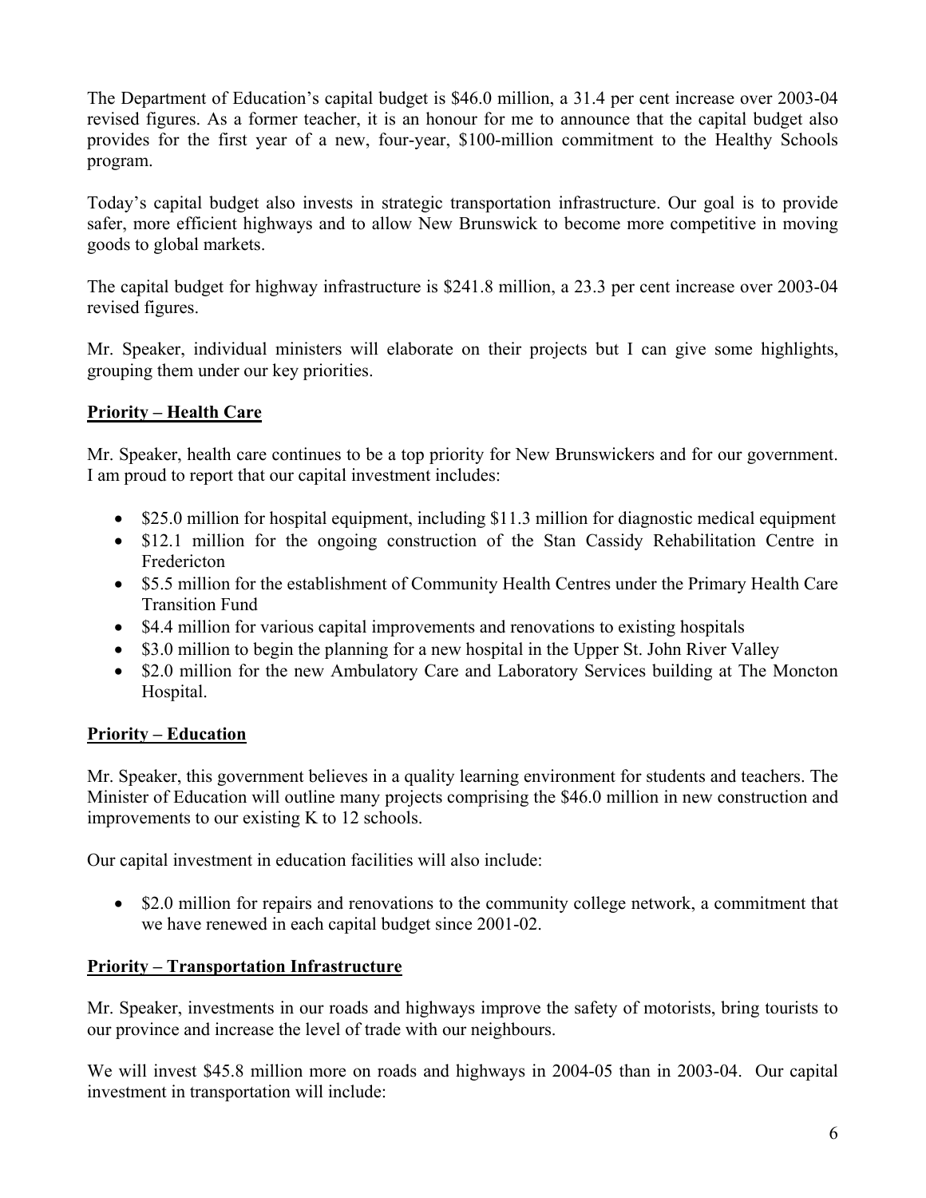The Department of Education's capital budget is $46.0 million, a 31.4 per cent increase over 2003-04 revised figures. As a former teacher, it is an honour for me to announce that the capital budget also provides for the first year of a new, four-year, $100-million commitment to the Healthy Schools program.

Today's capital budget also invests in strategic transportation infrastructure. Our goal is to provide safer, more efficient highways and to allow New Brunswick to become more competitive in moving goods to global markets.

The capital budget for highway infrastructure is $241.8 million, a 23.3 per cent increase over 2003-04 revised figures.

Mr. Speaker, individual ministers will elaborate on their projects but I can give some highlights, grouping them under our key priorities.

**<u>Priority – Health Care</u>**

Mr. Speaker, health care continues to be a top priority for New Brunswickers and for our government. I am proud to report that our capital investment includes:

- $25.0 million for hospital equipment, including $11.3 million for diagnostic medical equipment
- $12.1 million for the ongoing construction of the Stan Cassidy Rehabilitation Centre in Fredericton
- $5.5 million for the establishment of Community Health Centres under the Primary Health Care Transition Fund
- $4.4 million for various capital improvements and renovations to existing hospitals
- $3.0 million to begin the planning for a new hospital in the Upper St. John River Valley
- $2.0 million for the new Ambulatory Care and Laboratory Services building at The Moncton Hospital.

**<u>Priority – Education</u>**

Mr. Speaker, this government believes in a quality learning environment for students and teachers. The Minister of Education will outline many projects comprising the $46.0 million in new construction and improvements to our existing K to 12 schools.

Our capital investment in education facilities will also include:

- $2.0 million for repairs and renovations to the community college network, a commitment that we have renewed in each capital budget since 2001-02.

**<u>Priority – Transportation Infrastructure</u>**

Mr. Speaker, investments in our roads and highways improve the safety of motorists, bring tourists to our province and increase the level of trade with our neighbours.

We will invest $45.8 million more on roads and highways in 2004-05 than in 2003-04. Our capital investment in transportation will include: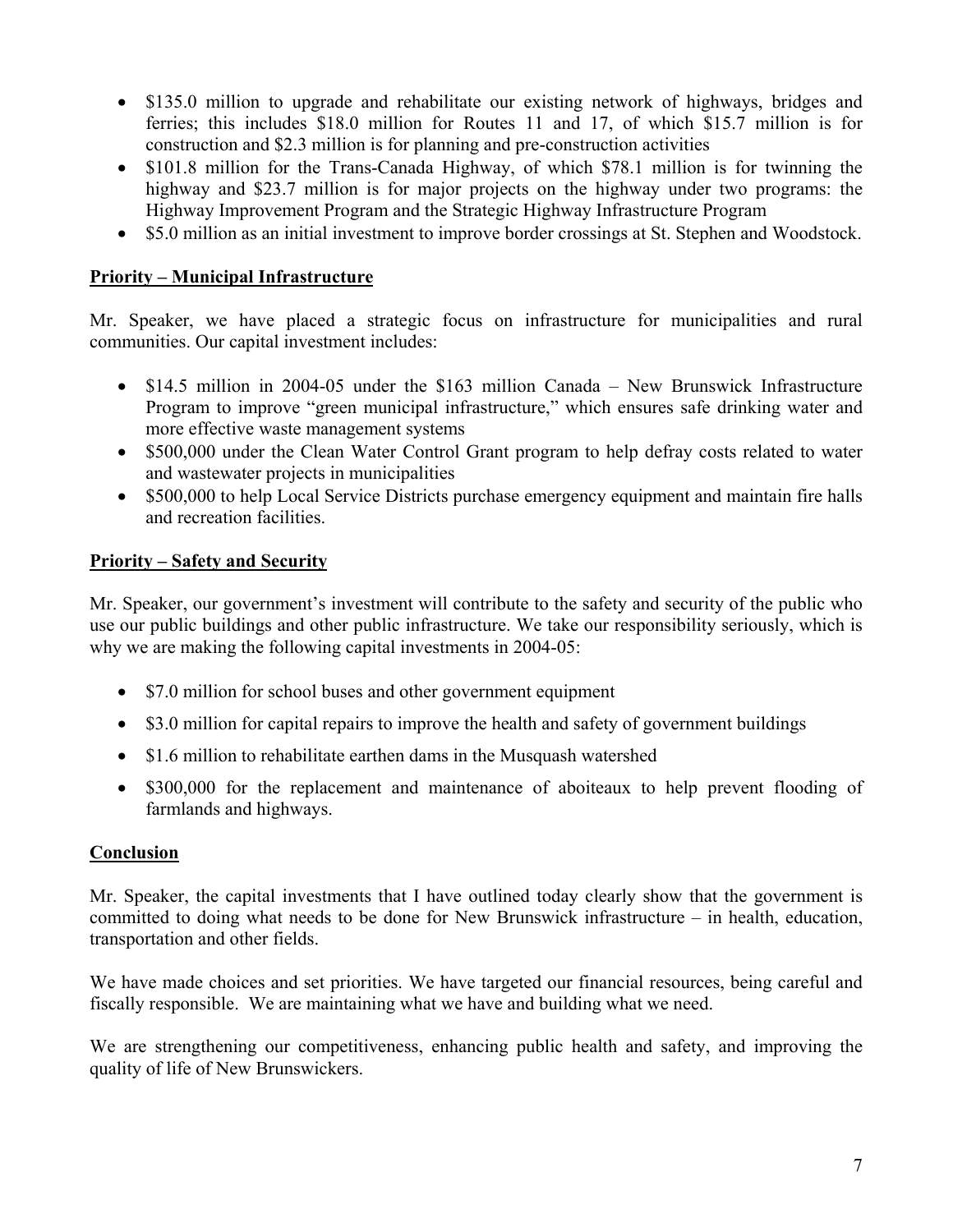- $135.0 million to upgrade and rehabilitate our existing network of highways, bridges and ferries; this includes $18.0 million for Routes 11 and 17, of which $15.7 million is for construction and $2.3 million is for planning and pre-construction activities
- $101.8 million for the Trans-Canada Highway, of which $78.1 million is for twinning the highway and $23.7 million is for major projects on the highway under two programs: the Highway Improvement Program and the Strategic Highway Infrastructure Program
- $5.0 million as an initial investment to improve border crossings at St. Stephen and Woodstock.

**Priority – Municipal Infrastructure**

Mr. Speaker, we have placed a strategic focus on infrastructure for municipalities and rural communities. Our capital investment includes:

- $14.5 million in 2004-05 under the $163 million Canada – New Brunswick Infrastructure Program to improve "green municipal infrastructure," which ensures safe drinking water and more effective waste management systems
- $500,000 under the Clean Water Control Grant program to help defray costs related to water and wastewater projects in municipalities
- $500,000 to help Local Service Districts purchase emergency equipment and maintain fire halls and recreation facilities.

**Priority – Safety and Security**

Mr. Speaker, our government's investment will contribute to the safety and security of the public who use our public buildings and other public infrastructure. We take our responsibility seriously, which is why we are making the following capital investments in 2004-05:

- $7.0 million for school buses and other government equipment
- $3.0 million for capital repairs to improve the health and safety of government buildings
- $1.6 million to rehabilitate earthen dams in the Musquash watershed
- $300,000 for the replacement and maintenance of aboiteaux to help prevent flooding of farmlands and highways.

**Conclusion**

Mr. Speaker, the capital investments that I have outlined today clearly show that the government is committed to doing what needs to be done for New Brunswick infrastructure – in health, education, transportation and other fields.

We have made choices and set priorities. We have targeted our financial resources, being careful and fiscally responsible. We are maintaining what we have and building what we need.

We are strengthening our competitiveness, enhancing public health and safety, and improving the quality of life of New Brunswickers.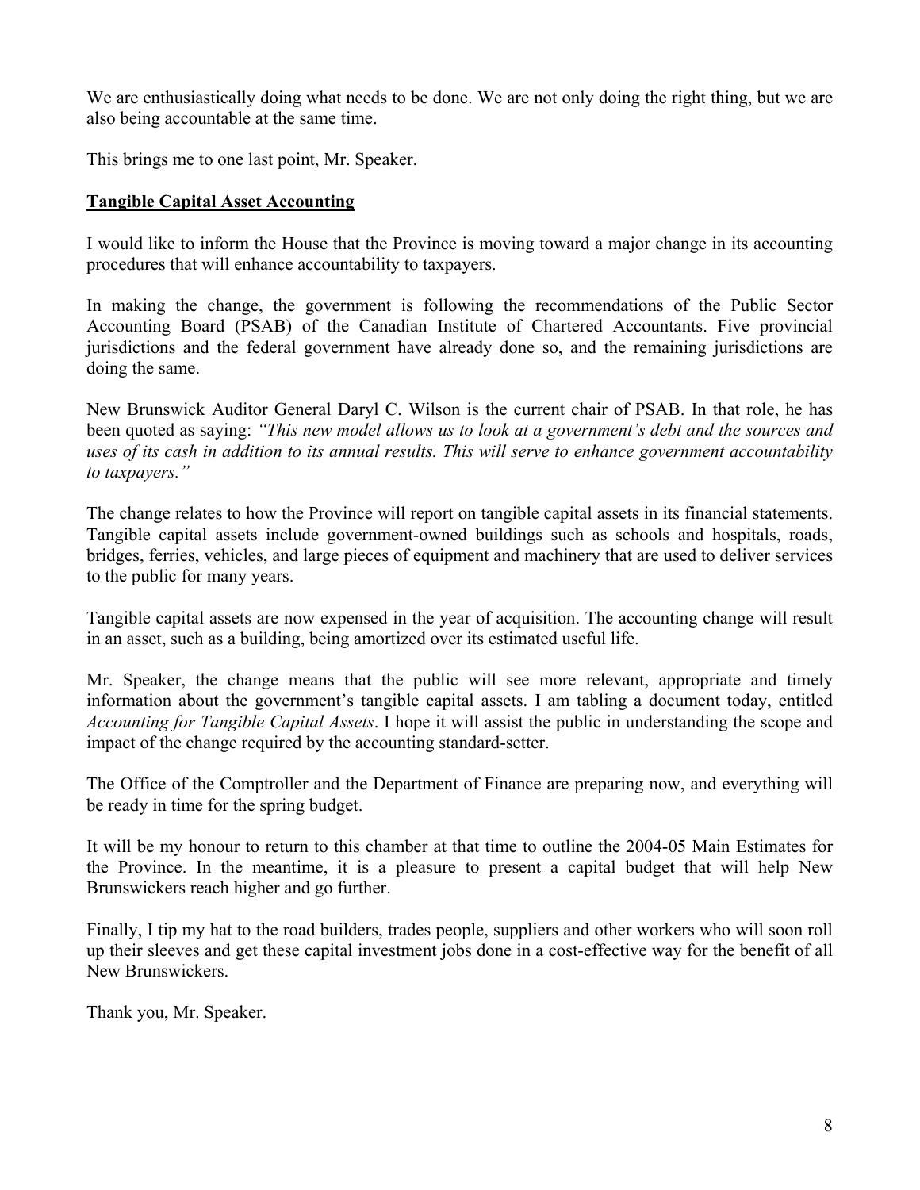We are enthusiastically doing what needs to be done. We are not only doing the right thing, but we are also being accountable at the same time.

This brings me to one last point, Mr. Speaker.

**Tangible Capital Asset Accounting**

I would like to inform the House that the Province is moving toward a major change in its accounting procedures that will enhance accountability to taxpayers.

In making the change, the government is following the recommendations of the Public Sector Accounting Board (PSAB) of the Canadian Institute of Chartered Accountants. Five provincial jurisdictions and the federal government have already done so, and the remaining jurisdictions are doing the same.

New Brunswick Auditor General Daryl C. Wilson is the current chair of PSAB. In that role, he has been quoted as saying: *"This new model allows us to look at a government's debt and the sources and uses of its cash in addition to its annual results. This will serve to enhance government accountability to taxpayers."*

The change relates to how the Province will report on tangible capital assets in its financial statements. Tangible capital assets include government-owned buildings such as schools and hospitals, roads, bridges, ferries, vehicles, and large pieces of equipment and machinery that are used to deliver services to the public for many years.

Tangible capital assets are now expensed in the year of acquisition. The accounting change will result in an asset, such as a building, being amortized over its estimated useful life.

Mr. Speaker, the change means that the public will see more relevant, appropriate and timely information about the government's tangible capital assets. I am tabling a document today, entitled *Accounting for Tangible Capital Assets*. I hope it will assist the public in understanding the scope and impact of the change required by the accounting standard-setter.

The Office of the Comptroller and the Department of Finance are preparing now, and everything will be ready in time for the spring budget.

It will be my honour to return to this chamber at that time to outline the 2004-05 Main Estimates for the Province. In the meantime, it is a pleasure to present a capital budget that will help New Brunswickers reach higher and go further.

Finally, I tip my hat to the road builders, trades people, suppliers and other workers who will soon roll up their sleeves and get these capital investment jobs done in a cost-effective way for the benefit of all New Brunswickers.

Thank you, Mr. Speaker.